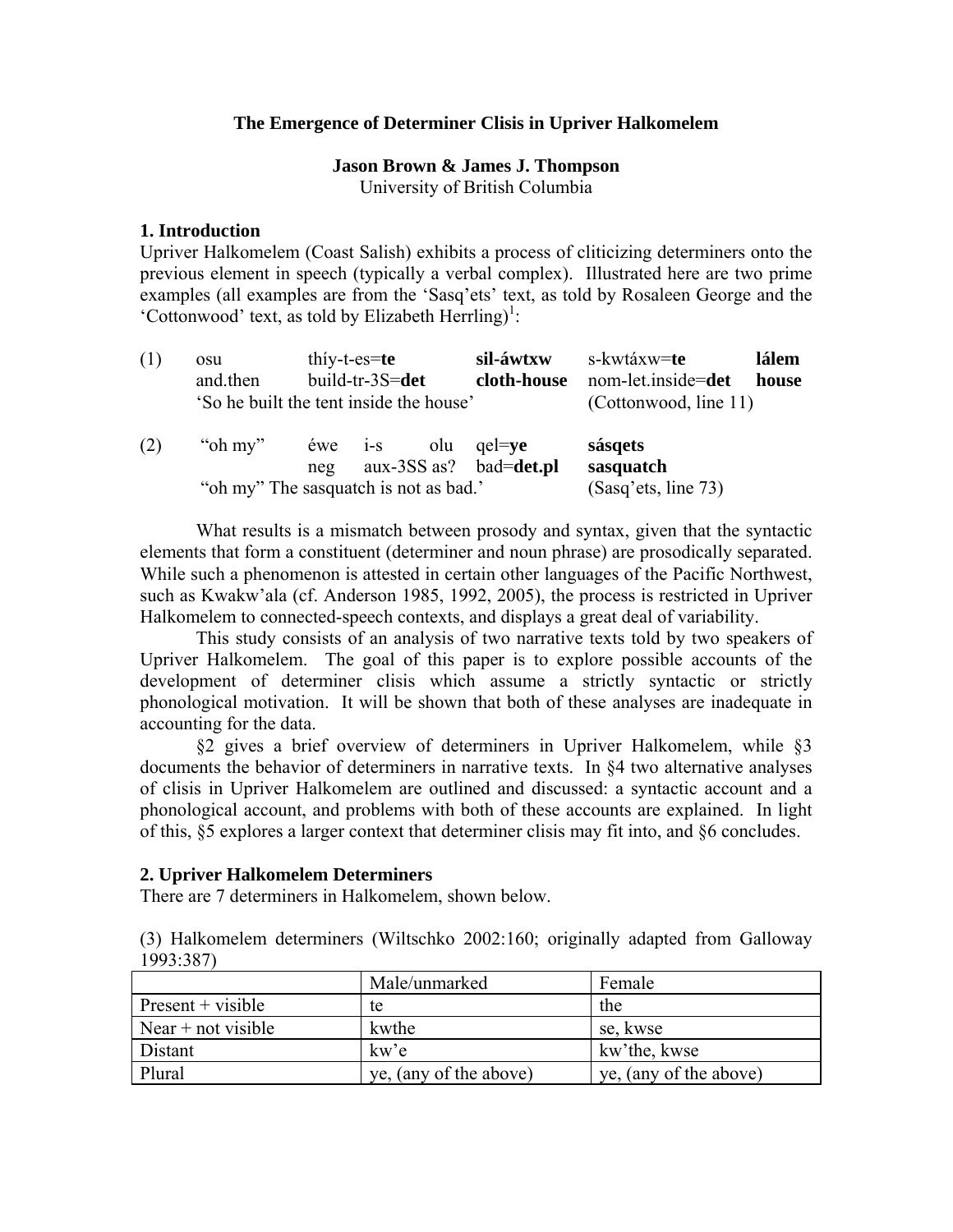# The Emergence of Determiner Clisis in Upriver Halkomelem

**Jason Brown & James J. Thompson**
University of British Columbia

## 1. Introduction

Upriver Halkomelem (Coast Salish) exhibits a process of cliticizing determiners onto the previous element in speech (typically a verbal complex). Illustrated here are two prime examples (all examples are from the 'Sasq'ets' text, as told by Rosaleen George and the 'Cottonwood' text, as told by Elizabeth Herrling)[1]:

(1) osu thíy-t-es=**te** **sil-áwtxw** s-kwtáxw=**te** **lálem**
 and.then build-tr-3S=**det** **cloth-house** nom-let.inside=**det** **house**
 'So he built the tent inside the house' (Cottonwood, line 11)

(2) "oh my" éwe i-s olu qel=**ye** **sásqets**
 neg aux-3SS as? bad=**det.pl** **sasquatch**
 "oh my" The sasquatch is not as bad.' (Sasq'ets, line 73)

What results is a mismatch between prosody and syntax, given that the syntactic elements that form a constituent (determiner and noun phrase) are prosodically separated. While such a phenomenon is attested in certain other languages of the Pacific Northwest, such as Kwakw'ala (cf. Anderson 1985, 1992, 2005), the process is restricted in Upriver Halkomelem to connected-speech contexts, and displays a great deal of variability.

This study consists of an analysis of two narrative texts told by two speakers of Upriver Halkomelem. The goal of this paper is to explore possible accounts of the development of determiner clisis which assume a strictly syntactic or strictly phonological motivation. It will be shown that both of these analyses are inadequate in accounting for the data.

§2 gives a brief overview of determiners in Upriver Halkomelem, while §3 documents the behavior of determiners in narrative texts. In §4 two alternative analyses of clisis in Upriver Halkomelem are outlined and discussed: a syntactic account and a phonological account, and problems with both of these accounts are explained. In light of this, §5 explores a larger context that determiner clisis may fit into, and §6 concludes.

## 2. Upriver Halkomelem Determiners

There are 7 determiners in Halkomelem, shown below.

(3) Halkomelem determiners (Wiltschko 2002:160; originally adapted from Galloway 1993:387)

| | Male/unmarked | Female |
|---|---|---|
| Present + visible | te | the |
| Near + not visible | kwthe | se, kwse |
| Distant | kw'e | kw'the, kwse |
| Plural | ye, (any of the above) | ye, (any of the above) |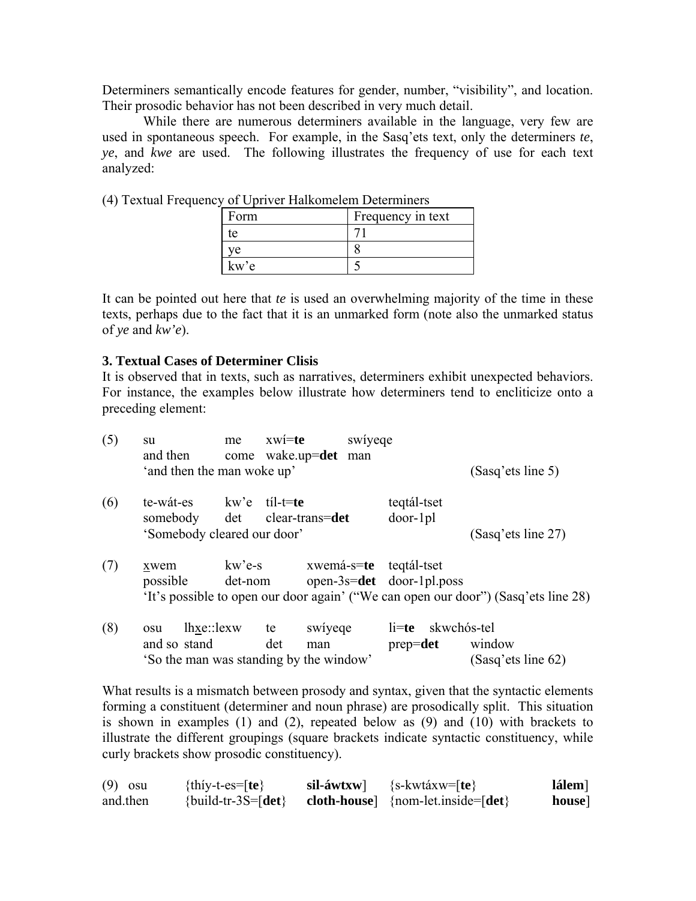Determiners semantically encode features for gender, number, "visibility", and location. Their prosodic behavior has not been described in very much detail.

While there are numerous determiners available in the language, very few are used in spontaneous speech. For example, in the Sasq'ets text, only the determiners *te*, *ye*, and *kwe* are used. The following illustrates the frequency of use for each text analyzed:

(4) Textual Frequency of Upriver Halkomelem Determiners

| Form | Frequency in text |
|---|---|
| te | 71 |
| ye | 8 |
| kw'e | 5 |

It can be pointed out here that *te* is used an overwhelming majority of the time in these texts, perhaps due to the fact that it is an unmarked form (note also the unmarked status of *ye* and *kw'e*).

### 3. Textual Cases of Determiner Clisis

It is observed that in texts, such as narratives, determiners exhibit unexpected behaviors. For instance, the examples below illustrate how determiners tend to encliticize onto a preceding element:

(5) su &nbsp;&nbsp;&nbsp;&nbsp; me &nbsp;&nbsp; xwí=**te** &nbsp;&nbsp;&nbsp;&nbsp; swíyeqe
&nbsp;&nbsp;&nbsp;&nbsp; and then &nbsp; come &nbsp; wake.up=**det** &nbsp; man
&nbsp;&nbsp;&nbsp;&nbsp; 'and then the man woke up' &nbsp;&nbsp;&nbsp;&nbsp;&nbsp;&nbsp;&nbsp;&nbsp; (Sasq'ets line 5)

(6) te-wát-es &nbsp;&nbsp; kw'e &nbsp; tíl-t=**te** &nbsp;&nbsp;&nbsp;&nbsp;&nbsp;&nbsp; teqtál-tset
&nbsp;&nbsp;&nbsp;&nbsp; somebody &nbsp; det &nbsp;&nbsp; clear-trans=**det** &nbsp; door-1pl
&nbsp;&nbsp;&nbsp;&nbsp; 'Somebody cleared our door' &nbsp;&nbsp;&nbsp;&nbsp;&nbsp;&nbsp;&nbsp;&nbsp; (Sasq'ets line 27)

(7) xwem &nbsp;&nbsp;&nbsp; kw'e-s &nbsp;&nbsp;&nbsp;&nbsp; xwemá-s=**te** &nbsp; teqtál-tset
&nbsp;&nbsp;&nbsp;&nbsp; possible &nbsp; det-nom &nbsp; open-3s=**det** &nbsp; door-1pl.poss
&nbsp;&nbsp;&nbsp;&nbsp; 'It's possible to open our door again' ("We can open our door") (Sasq'ets line 28)

(8) osu &nbsp;&nbsp; lhxe::lexw &nbsp;&nbsp; te &nbsp;&nbsp; swíyeqe &nbsp;&nbsp;&nbsp; li=**te** &nbsp;&nbsp; skwchós-tel
&nbsp;&nbsp;&nbsp;&nbsp; and so &nbsp; stand &nbsp;&nbsp;&nbsp;&nbsp;&nbsp; det &nbsp; man &nbsp;&nbsp;&nbsp;&nbsp;&nbsp;&nbsp;&nbsp; prep=**det** &nbsp; window
&nbsp;&nbsp;&nbsp;&nbsp; 'So the man was standing by the window' &nbsp;&nbsp;&nbsp;&nbsp;&nbsp;&nbsp;&nbsp;&nbsp; (Sasq'ets line 62)

What results is a mismatch between prosody and syntax, given that the syntactic elements forming a constituent (determiner and noun phrase) are prosodically split. This situation is shown in examples (1) and (2), repeated below as (9) and (10) with brackets to illustrate the different groupings (square brackets indicate syntactic constituency, while curly brackets show prosodic constituency).

(9) osu &nbsp;&nbsp;&nbsp;&nbsp; {thíy-t-es=[**te**} &nbsp;&nbsp;&nbsp; **sil-áwtxw**] &nbsp;&nbsp; {s-kwtáxw=[**te**} &nbsp;&nbsp;&nbsp; **lálem**]
and.then &nbsp; {build-tr-3S=[**det**} &nbsp; **cloth-house**] &nbsp; {nom-let.inside=[**det**} &nbsp; **house**]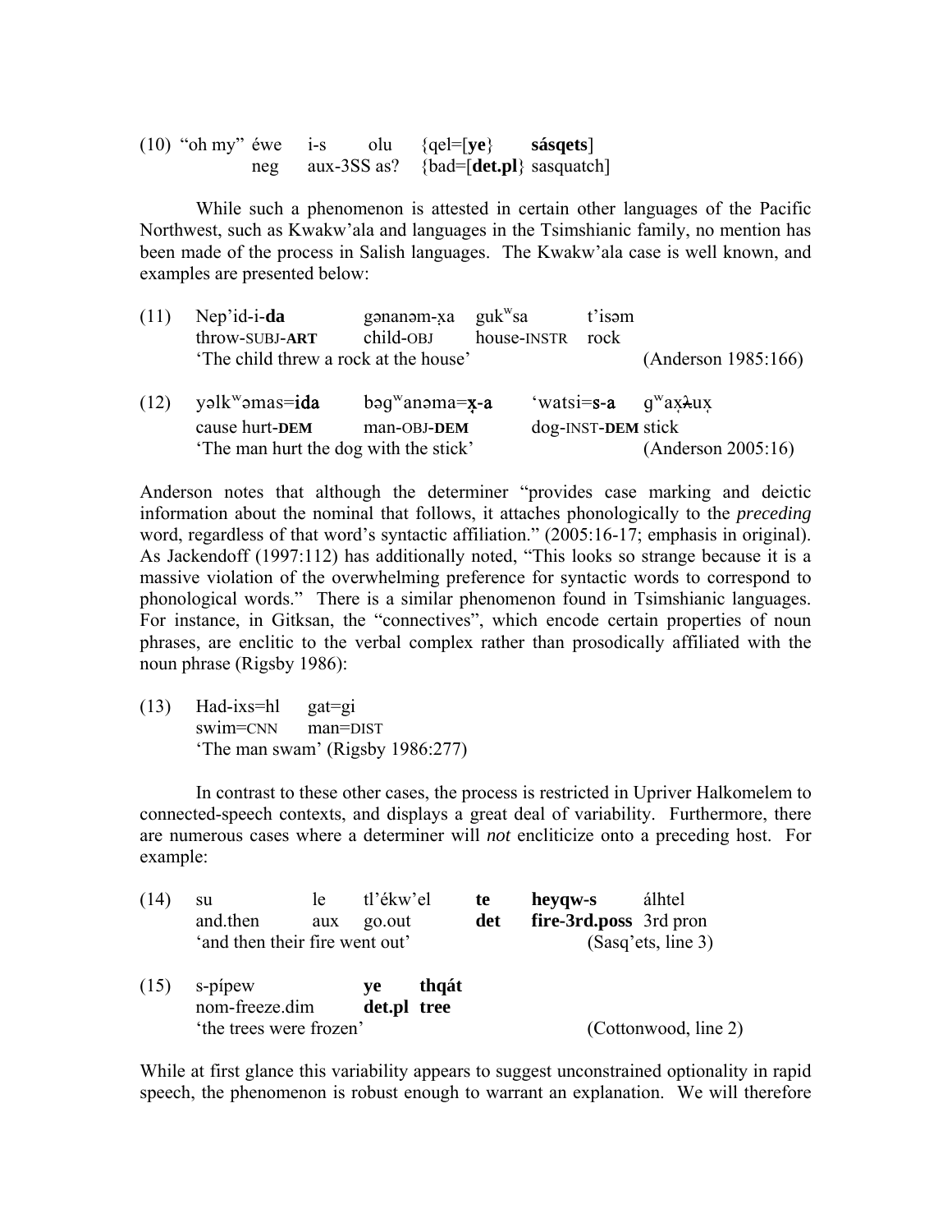(10) "oh my" éwe i-s olu {qel=[**ye**} **sásqets**]
neg aux-3SS as? {bad=[**det.pl**} sasquatch]

While such a phenomenon is attested in certain other languages of the Pacific Northwest, such as Kwakw'ala and languages in the Tsimshianic family, no mention has been made of the process in Salish languages. The Kwakw'ala case is well known, and examples are presented below:

(11) Nep'id-i-**da** gənanəm-x̣a gukʷsa t'isəm
throw-SUBJ-**ART** child-OBJ house-INSTR rock
'The child threw a rock at the house' (Anderson 1985:166)

(12) yəlkʷəmas=**ida** bəgʷanəma=**x̣-a** 'watsi=**s-a** gʷax̣ƛux̣
cause hurt-**DEM** man-OBJ-**DEM** dog-INST-**DEM** stick
'The man hurt the dog with the stick' (Anderson 2005:16)

Anderson notes that although the determiner "provides case marking and deictic information about the nominal that follows, it attaches phonologically to the *preceding* word, regardless of that word's syntactic affiliation." (2005:16-17; emphasis in original). As Jackendoff (1997:112) has additionally noted, "This looks so strange because it is a massive violation of the overwhelming preference for syntactic words to correspond to phonological words." There is a similar phenomenon found in Tsimshianic languages. For instance, in Gitksan, the "connectives", which encode certain properties of noun phrases, are enclitic to the verbal complex rather than prosodically affiliated with the noun phrase (Rigsby 1986):

(13) Had-ixs=hl gat=gi
swim=CNN man=DIST
'The man swam' (Rigsby 1986:277)

In contrast to these other cases, the process is restricted in Upriver Halkomelem to connected-speech contexts, and displays a great deal of variability. Furthermore, there are numerous cases where a determiner will *not* encliticize onto a preceding host. For example:

(14) su le tl'ékw'el **te** **heyqw-s** álhtel
and.then aux go.out **det** **fire-3rd.poss** 3rd pron
'and then their fire went out' (Sasq'ets, line 3)

(15) s-pípew **ye** **thqát**
nom-freeze.dim **det.pl** **tree**
'the trees were frozen' (Cottonwood, line 2)

While at first glance this variability appears to suggest unconstrained optionality in rapid speech, the phenomenon is robust enough to warrant an explanation. We will therefore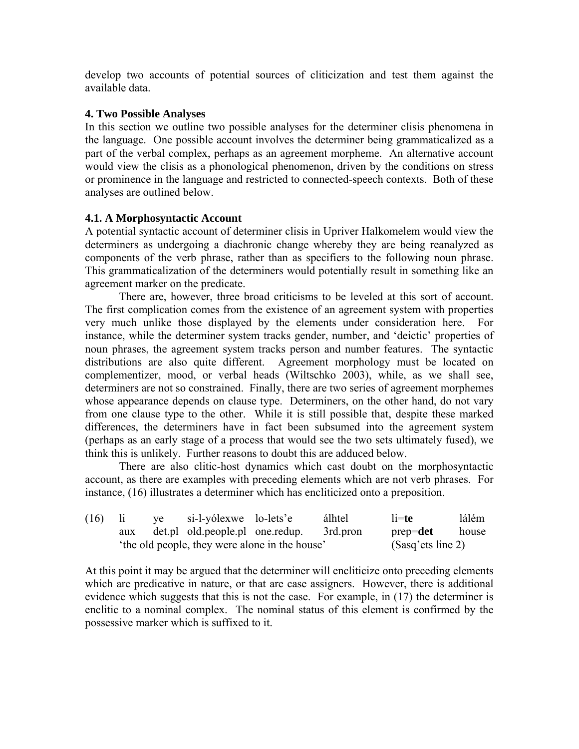develop two accounts of potential sources of cliticization and test them against the available data.

### 4. Two Possible Analyses

In this section we outline two possible analyses for the determiner clisis phenomena in the language. One possible account involves the determiner being grammaticalized as a part of the verbal complex, perhaps as an agreement morpheme. An alternative account would view the clisis as a phonological phenomenon, driven by the conditions on stress or prominence in the language and restricted to connected-speech contexts. Both of these analyses are outlined below.

### 4.1. A Morphosyntactic Account

A potential syntactic account of determiner clisis in Upriver Halkomelem would view the determiners as undergoing a diachronic change whereby they are being reanalyzed as components of the verb phrase, rather than as specifiers to the following noun phrase. This grammaticalization of the determiners would potentially result in something like an agreement marker on the predicate.

There are, however, three broad criticisms to be leveled at this sort of account. The first complication comes from the existence of an agreement system with properties very much unlike those displayed by the elements under consideration here. For instance, while the determiner system tracks gender, number, and 'deictic' properties of noun phrases, the agreement system tracks person and number features. The syntactic distributions are also quite different. Agreement morphology must be located on complementizer, mood, or verbal heads (Wiltschko 2003), while, as we shall see, determiners are not so constrained. Finally, there are two series of agreement morphemes whose appearance depends on clause type. Determiners, on the other hand, do not vary from one clause type to the other. While it is still possible that, despite these marked differences, the determiners have in fact been subsumed into the agreement system (perhaps as an early stage of a process that would see the two sets ultimately fused), we think this is unlikely. Further reasons to doubt this are adduced below.

There are also clitic-host dynamics which cast doubt on the morphosyntactic account, as there are examples with preceding elements which are not verb phrases. For instance, (16) illustrates a determiner which has encliticized onto a preposition.

| (16) | li | ye | si-l-yólexwe | lo-lets'e | álhtel | li=**te** | lálém |
|---|---|---|---|---|---|---|---|
| | aux | det.pl | old.people.pl | one.redup. | 3rd.pron | prep=**det** | house |
| | 'the old people, they were alone in the house' | | | | | (Sasq'ets line 2) | |

At this point it may be argued that the determiner will encliticize onto preceding elements which are predicative in nature, or that are case assigners. However, there is additional evidence which suggests that this is not the case. For example, in (17) the determiner is enclitic to a nominal complex. The nominal status of this element is confirmed by the possessive marker which is suffixed to it.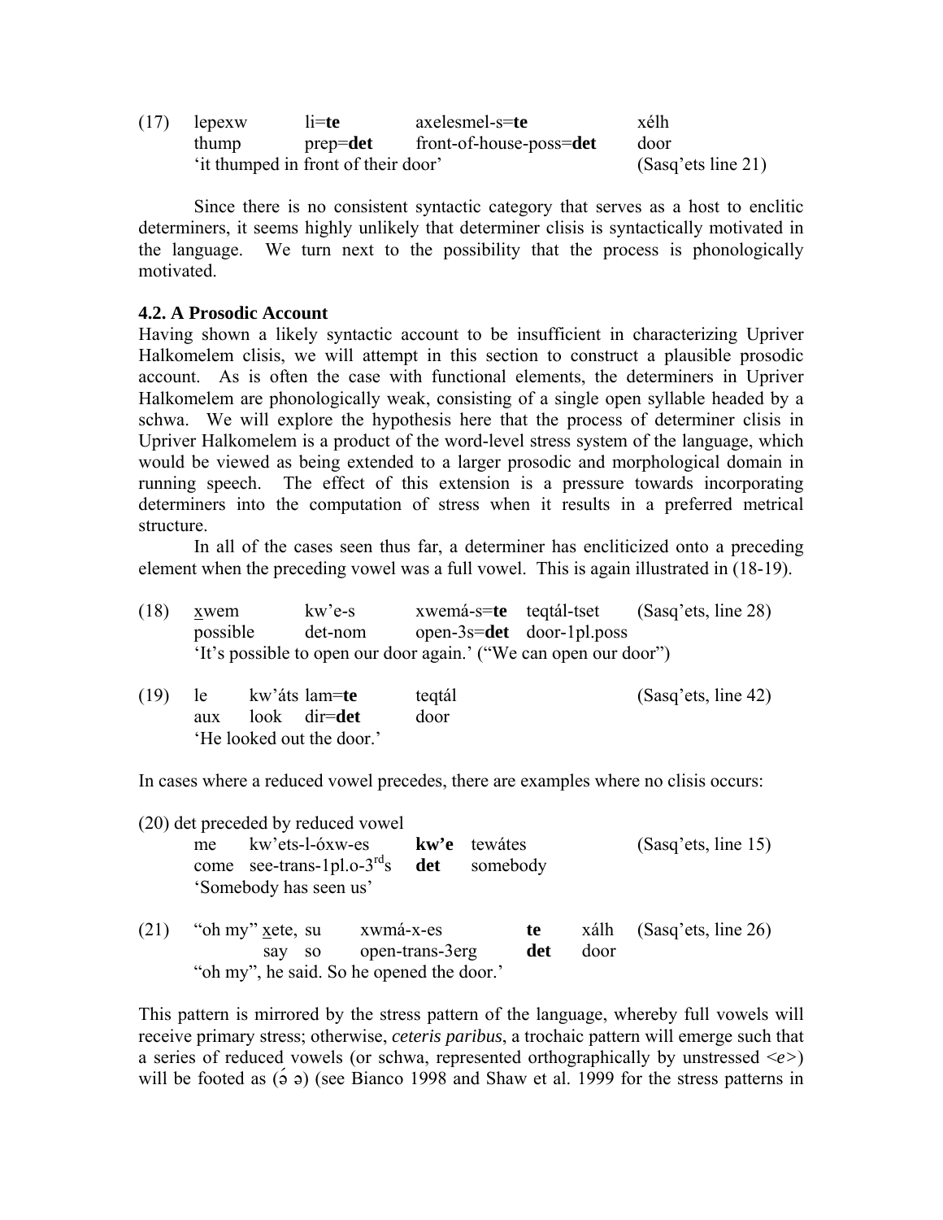(17) lepexw li=**te** axelesmel-s=**te** xélh
thump prep=**det** front-of-house-poss=**det** door
'it thumped in front of their door' (Sasq'ets line 21)

Since there is no consistent syntactic category that serves as a host to enclitic determiners, it seems highly unlikely that determiner clisis is syntactically motivated in the language. We turn next to the possibility that the process is phonologically motivated.

**4.2. A Prosodic Account**

Having shown a likely syntactic account to be insufficient in characterizing Upriver Halkomelem clisis, we will attempt in this section to construct a plausible prosodic account. As is often the case with functional elements, the determiners in Upriver Halkomelem are phonologically weak, consisting of a single open syllable headed by a schwa. We will explore the hypothesis here that the process of determiner clisis in Upriver Halkomelem is a product of the word-level stress system of the language, which would be viewed as being extended to a larger prosodic and morphological domain in running speech. The effect of this extension is a pressure towards incorporating determiners into the computation of stress when it results in a preferred metrical structure.

In all of the cases seen thus far, a determiner has encliticized onto a preceding element when the preceding vowel was a full vowel. This is again illustrated in (18-19).

(18) x̲wem kw'e-s xwemá-s=**te** teqtál-tset (Sasq'ets, line 28)
possible det-nom open-3s=**det** door-1pl.poss
'It's possible to open our door again.' ("We can open our door")

(19) le kw'áts lam=**te** teqtál (Sasq'ets, line 42)
aux look dir=**det** door
'He looked out the door.'

In cases where a reduced vowel precedes, there are examples where no clisis occurs:

(20) det preceded by reduced vowel
me kw'ets-l-óxw-es **kw'e** tewátes (Sasq'ets, line 15)
come see-trans-1pl.o-3rds **det** somebody
'Somebody has seen us'

(21) "oh my" x̲ete, su xwmá-x-es **te** xálh (Sasq'ets, line 26)
say so open-trans-3erg **det** door
"oh my", he said. So he opened the door.'

This pattern is mirrored by the stress pattern of the language, whereby full vowels will receive primary stress; otherwise, *ceteris paribus*, a trochaic pattern will emerge such that a series of reduced vowels (or schwa, represented orthographically by unstressed <*e*>) will be footed as (ə́ ə) (see Bianco 1998 and Shaw et al. 1999 for the stress patterns in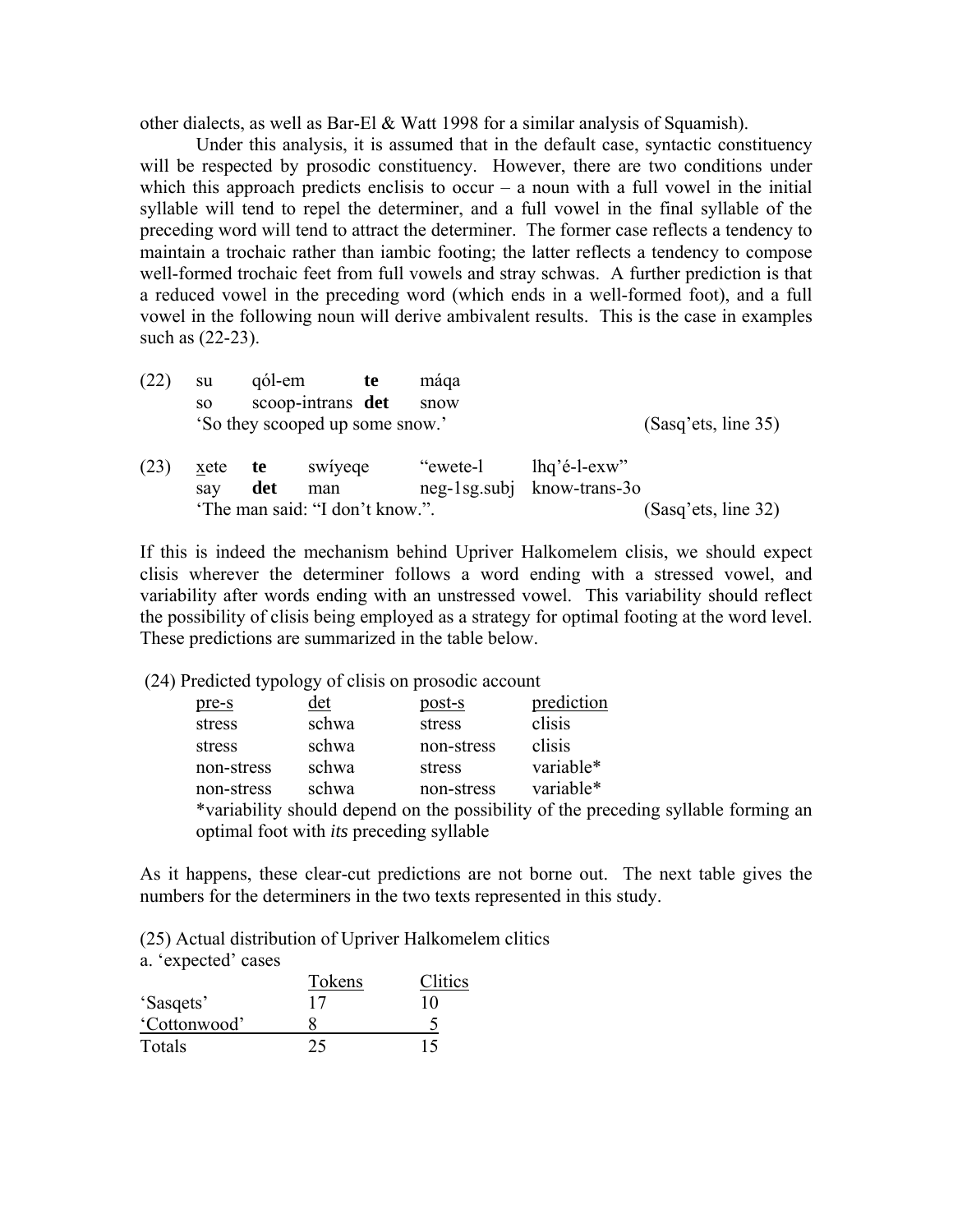other dialects, as well as Bar-El & Watt 1998 for a similar analysis of Squamish).

Under this analysis, it is assumed that in the default case, syntactic constituency will be respected by prosodic constituency. However, there are two conditions under which this approach predicts enclisis to occur – a noun with a full vowel in the initial syllable will tend to repel the determiner, and a full vowel in the final syllable of the preceding word will tend to attract the determiner. The former case reflects a tendency to maintain a trochaic rather than iambic footing; the latter reflects a tendency to compose well-formed trochaic feet from full vowels and stray schwas. A further prediction is that a reduced vowel in the preceding word (which ends in a well-formed foot), and a full vowel in the following noun will derive ambivalent results. This is the case in examples such as (22-23).

(22) su qól-em **te** máqa
so scoop-intrans **det** snow
'So they scooped up some snow.' (Sasq'ets, line 35)

(23) x̲ete **te** swíyeqe "ewete-l lhq'é-l-exw"
say **det** man neg-1sg.subj know-trans-3o
'The man said: "I don't know.". (Sasq'ets, line 32)

If this is indeed the mechanism behind Upriver Halkomelem clisis, we should expect clisis wherever the determiner follows a word ending with a stressed vowel, and variability after words ending with an unstressed vowel. This variability should reflect the possibility of clisis being employed as a strategy for optimal footing at the word level. These predictions are summarized in the table below.

(24) Predicted typology of clisis on prosodic account

| pre-s | det | post-s | prediction |
|---|---|---|---|
| stress | schwa | stress | clisis |
| stress | schwa | non-stress | clisis |
| non-stress | schwa | stress | variable* |
| non-stress | schwa | non-stress | variable* |

*variability should depend on the possibility of the preceding syllable forming an optimal foot with *its* preceding syllable

As it happens, these clear-cut predictions are not borne out. The next table gives the numbers for the determiners in the two texts represented in this study.

(25) Actual distribution of Upriver Halkomelem clitics

a. 'expected' cases

| | Tokens | Clitics |
|---|---|---|
| 'Sasqets' | 17 | 10 |
| 'Cottonwood' | 8 | 5 |
| Totals | 25 | 15 |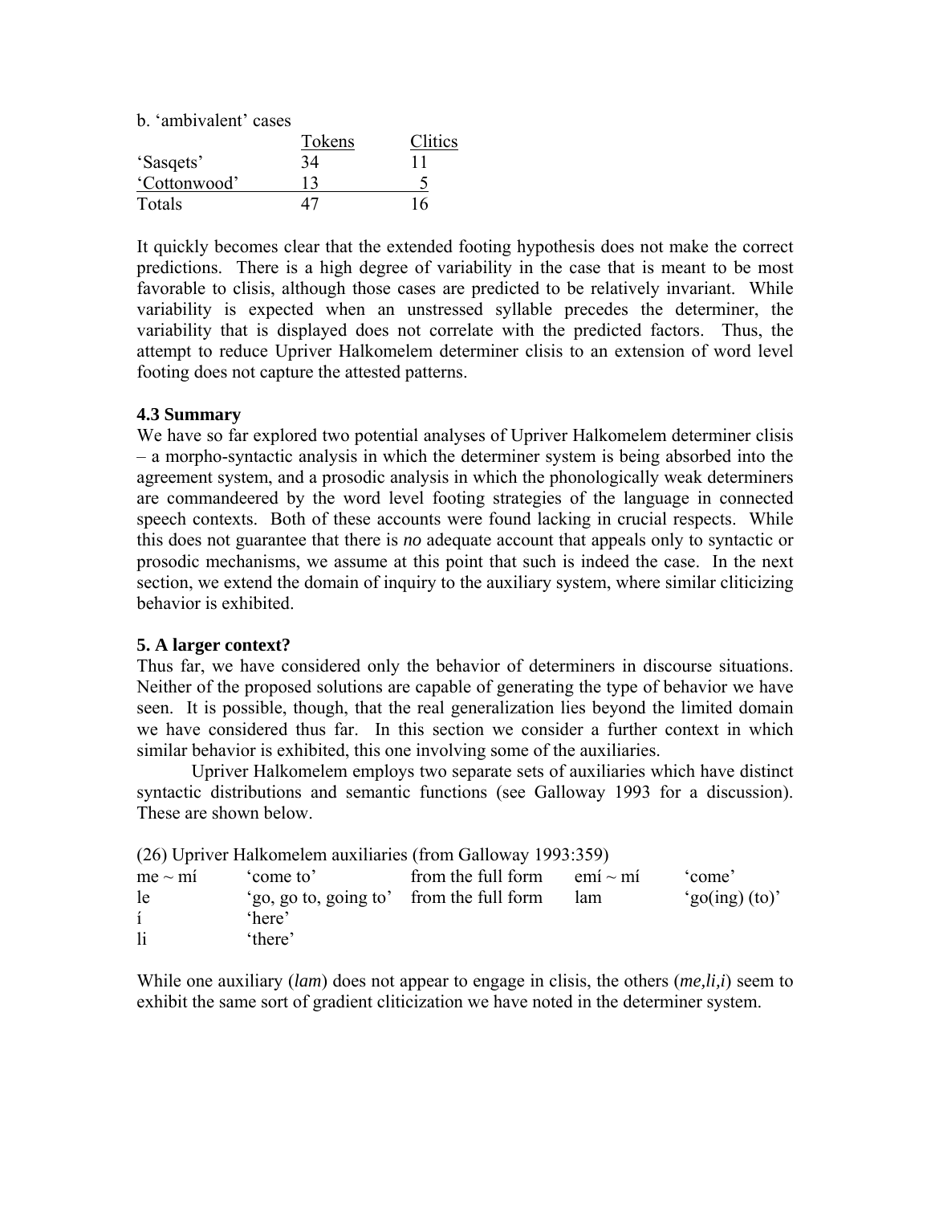b. 'ambivalent' cases

| | Tokens | Clitics |
|---|---|---|
| 'Sasqets' | 34 | 11 |
| 'Cottonwood' | 13 | 5 |
| Totals | 47 | 16 |

It quickly becomes clear that the extended footing hypothesis does not make the correct predictions. There is a high degree of variability in the case that is meant to be most favorable to clisis, although those cases are predicted to be relatively invariant. While variability is expected when an unstressed syllable precedes the determiner, the variability that is displayed does not correlate with the predicted factors. Thus, the attempt to reduce Upriver Halkomelem determiner clisis to an extension of word level footing does not capture the attested patterns.

### 4.3 Summary

We have so far explored two potential analyses of Upriver Halkomelem determiner clisis – a morpho-syntactic analysis in which the determiner system is being absorbed into the agreement system, and a prosodic analysis in which the phonologically weak determiners are commandeered by the word level footing strategies of the language in connected speech contexts. Both of these accounts were found lacking in crucial respects. While this does not guarantee that there is *no* adequate account that appeals only to syntactic or prosodic mechanisms, we assume at this point that such is indeed the case. In the next section, we extend the domain of inquiry to the auxiliary system, where similar cliticizing behavior is exhibited.

## 5. A larger context?

Thus far, we have considered only the behavior of determiners in discourse situations. Neither of the proposed solutions are capable of generating the type of behavior we have seen. It is possible, though, that the real generalization lies beyond the limited domain we have considered thus far. In this section we consider a further context in which similar behavior is exhibited, this one involving some of the auxiliaries.

Upriver Halkomelem employs two separate sets of auxiliaries which have distinct syntactic distributions and semantic functions (see Galloway 1993 for a discussion). These are shown below.

(26) Upriver Halkomelem auxiliaries (from Galloway 1993:359)

| | | | | |
|---|---|---|---|---|
| me ~ mí | 'come to' | from the full form | emí ~ mí | 'come' |
| le | 'go, go to, going to' | from the full form | lam | 'go(ing) (to)' |
| í | 'here' | | | |
| li | 'there' | | | |

While one auxiliary (*lam*) does not appear to engage in clisis, the others (*me,li,i*) seem to exhibit the same sort of gradient cliticization we have noted in the determiner system.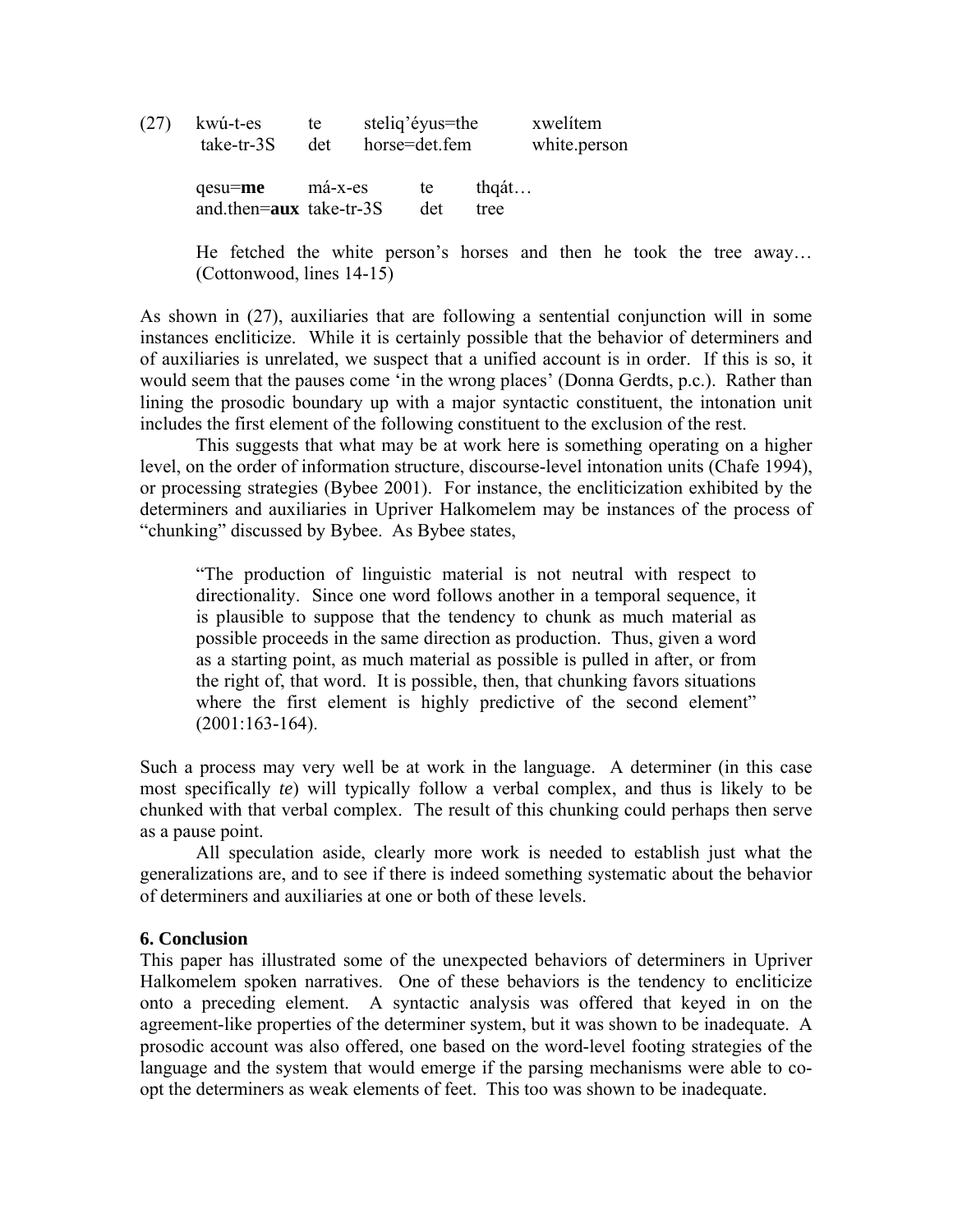(27) kwú-t-es te steliq'éyus=the xwelítem
take-tr-3S det horse=det.fem white.person

qesu=**me** má-x-es te thqát…
and.then=**aux** take-tr-3S det tree

He fetched the white person's horses and then he took the tree away… (Cottonwood, lines 14-15)

| kwú-t-es | te | steliq'éyus=the | xwelítem |
|---|---|---|---|
| take-tr-3S | det | horse=det.fem | white.person |

| qesu=**me** | má-x-es | te | thqát… |
|---|---|---|---|
| and.then=**aux** | take-tr-3S | det | tree |

As shown in (27), auxiliaries that are following a sentential conjunction will in some instances encliticize. While it is certainly possible that the behavior of determiners and of auxiliaries is unrelated, we suspect that a unified account is in order. If this is so, it would seem that the pauses come 'in the wrong places' (Donna Gerdts, p.c.). Rather than lining the prosodic boundary up with a major syntactic constituent, the intonation unit includes the first element of the following constituent to the exclusion of the rest.

This suggests that what may be at work here is something operating on a higher level, on the order of information structure, discourse-level intonation units (Chafe 1994), or processing strategies (Bybee 2001). For instance, the encliticization exhibited by the determiners and auxiliaries in Upriver Halkomelem may be instances of the process of "chunking" discussed by Bybee. As Bybee states,

> "The production of linguistic material is not neutral with respect to directionality. Since one word follows another in a temporal sequence, it is plausible to suppose that the tendency to chunk as much material as possible proceeds in the same direction as production. Thus, given a word as a starting point, as much material as possible is pulled in after, or from the right of, that word. It is possible, then, that chunking favors situations where the first element is highly predictive of the second element" (2001:163-164).

Such a process may very well be at work in the language. A determiner (in this case most specifically *te*) will typically follow a verbal complex, and thus is likely to be chunked with that verbal complex. The result of this chunking could perhaps then serve as a pause point.

All speculation aside, clearly more work is needed to establish just what the generalizations are, and to see if there is indeed something systematic about the behavior of determiners and auxiliaries at one or both of these levels.

## 6. Conclusion

This paper has illustrated some of the unexpected behaviors of determiners in Upriver Halkomelem spoken narratives. One of these behaviors is the tendency to encliticize onto a preceding element. A syntactic analysis was offered that keyed in on the agreement-like properties of the determiner system, but it was shown to be inadequate. A prosodic account was also offered, one based on the word-level footing strategies of the language and the system that would emerge if the parsing mechanisms were able to co-opt the determiners as weak elements of feet. This too was shown to be inadequate.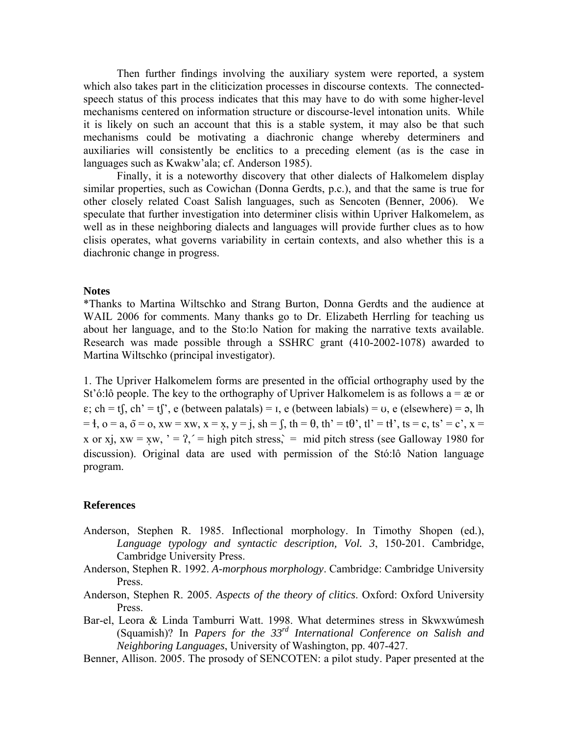Then further findings involving the auxiliary system were reported, a system which also takes part in the cliticization processes in discourse contexts. The connected-speech status of this process indicates that this may have to do with some higher-level mechanisms centered on information structure or discourse-level intonation units. While it is likely on such an account that this is a stable system, it may also be that such mechanisms could be motivating a diachronic change whereby determiners and auxiliaries will consistently be enclitics to a preceding element (as is the case in languages such as Kwakw'ala; cf. Anderson 1985).

Finally, it is a noteworthy discovery that other dialects of Halkomelem display similar properties, such as Cowichan (Donna Gerdts, p.c.), and that the same is true for other closely related Coast Salish languages, such as Sencoten (Benner, 2006). We speculate that further investigation into determiner clisis within Upriver Halkomelem, as well as in these neighboring dialects and languages will provide further clues as to how clisis operates, what governs variability in certain contexts, and also whether this is a diachronic change in progress.

### Notes

*Thanks to Martina Wiltschko and Strang Burton, Donna Gerdts and the audience at WAIL 2006 for comments. Many thanks go to Dr. Elizabeth Herrling for teaching us about her language, and to the Sto:lo Nation for making the narrative texts available. Research was made possible through a SSHRC grant (410-2002-1078) awarded to Martina Wiltschko (principal investigator).

1. The Upriver Halkomelem forms are presented in the official orthography used by the St'ó:lô people. The key to the orthography of Upriver Halkomelem is as follows a = æ or ɛ; ch = tʃ, ch' = tʃ', e (between palatals) = ɪ, e (between labials) = ʊ, e (elsewhere) = ə, lh = ɬ, o = a, õ = o, xw = xw, x = x̣, y = j, sh = ʃ, th = θ, th' = tθ', tl' = tɬ', ts = c, ts' = c', x = x or xj, xw = x̣w, ' = ʔ, ´ = high pitch stress, ` = mid pitch stress (see Galloway 1980 for discussion). Original data are used with permission of the Stó:lô Nation language program.

### References

Anderson, Stephen R. 1985. Inflectional morphology. In Timothy Shopen (ed.), *Language typology and syntactic description, Vol. 3*, 150-201. Cambridge, Cambridge University Press.

Anderson, Stephen R. 1992. *A-morphous morphology*. Cambridge: Cambridge University Press.

Anderson, Stephen R. 2005. *Aspects of the theory of clitics*. Oxford: Oxford University Press.

Bar-el, Leora & Linda Tamburri Watt. 1998. What determines stress in Skwxwúmesh (Squamish)? In *Papers for the 33rd International Conference on Salish and Neighboring Languages*, University of Washington, pp. 407-427.

Benner, Allison. 2005. The prosody of SENCOTEN: a pilot study. Paper presented at the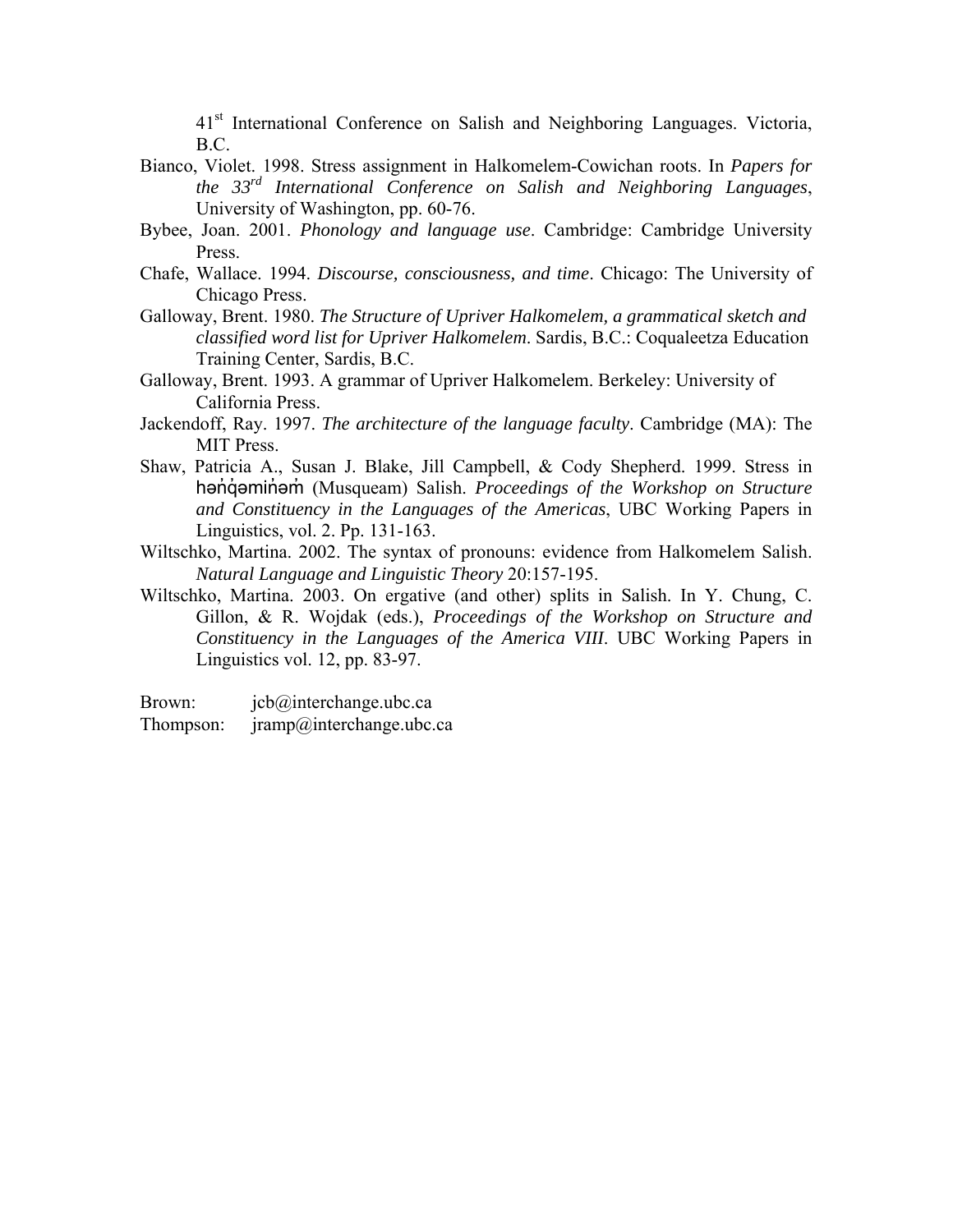41st International Conference on Salish and Neighboring Languages. Victoria, B.C.

Bianco, Violet. 1998. Stress assignment in Halkomelem-Cowichan roots. In *Papers for the 33rd International Conference on Salish and Neighboring Languages*, University of Washington, pp. 60-76.

Bybee, Joan. 2001. *Phonology and language use*. Cambridge: Cambridge University Press.

Chafe, Wallace. 1994. *Discourse, consciousness, and time*. Chicago: The University of Chicago Press.

Galloway, Brent. 1980. *The Structure of Upriver Halkomelem, a grammatical sketch and classified word list for Upriver Halkomelem*. Sardis, B.C.: Coqualeetza Education Training Center, Sardis, B.C.

Galloway, Brent. 1993. A grammar of Upriver Halkomelem. Berkeley: University of California Press.

Jackendoff, Ray. 1997. *The architecture of the language faculty*. Cambridge (MA): The MIT Press.

Shaw, Patricia A., Susan J. Blake, Jill Campbell, & Cody Shepherd. 1999. Stress in hən̓q̓əmin̓əm̓ (Musqueam) Salish. *Proceedings of the Workshop on Structure and Constituency in the Languages of the Americas*, UBC Working Papers in Linguistics, vol. 2. Pp. 131-163.

Wiltschko, Martina. 2002. The syntax of pronouns: evidence from Halkomelem Salish. *Natural Language and Linguistic Theory* 20:157-195.

Wiltschko, Martina. 2003. On ergative (and other) splits in Salish. In Y. Chung, C. Gillon, & R. Wojdak (eds.), *Proceedings of the Workshop on Structure and Constituency in the Languages of the America VIII*. UBC Working Papers in Linguistics vol. 12, pp. 83-97.

Brown: jcb@interchange.ubc.ca
Thompson: jramp@interchange.ubc.ca